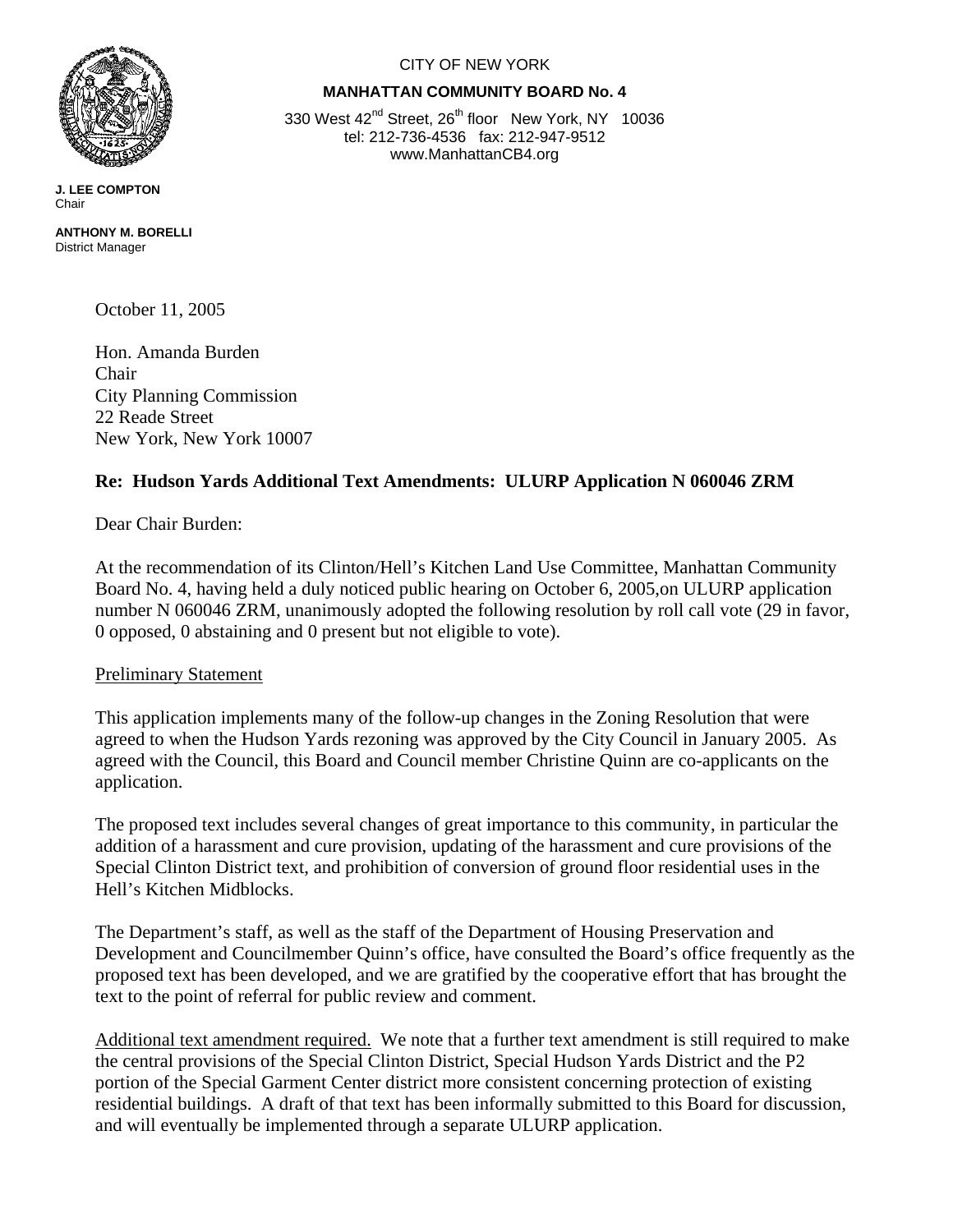CITY OF NEW YORK

**MANHATTAN COMMUNITY BOARD No. 4**

330 West 42nd Street, 26th floor New York, NY 10036
tel: 212-736-4536 fax: 212-947-9512
www.ManhattanCB4.org

**J. LEE COMPTON**
Chair

**ANTHONY M. BORELLI**
District Manager

October 11, 2005

Hon. Amanda Burden
Chair
City Planning Commission
22 Reade Street
New York, New York 10007

**Re: Hudson Yards Additional Text Amendments: ULURP Application N 060046 ZRM**

Dear Chair Burden:

At the recommendation of its Clinton/Hell's Kitchen Land Use Committee, Manhattan Community Board No. 4, having held a duly noticed public hearing on October 6, 2005,on ULURP application number N 060046 ZRM, unanimously adopted the following resolution by roll call vote (29 in favor, 0 opposed, 0 abstaining and 0 present but not eligible to vote).

Preliminary Statement

This application implements many of the follow-up changes in the Zoning Resolution that were agreed to when the Hudson Yards rezoning was approved by the City Council in January 2005. As agreed with the Council, this Board and Council member Christine Quinn are co-applicants on the application.

The proposed text includes several changes of great importance to this community, in particular the addition of a harassment and cure provision, updating of the harassment and cure provisions of the Special Clinton District text, and prohibition of conversion of ground floor residential uses in the Hell's Kitchen Midblocks.

The Department's staff, as well as the staff of the Department of Housing Preservation and Development and Councilmember Quinn's office, have consulted the Board's office frequently as the proposed text has been developed, and we are gratified by the cooperative effort that has brought the text to the point of referral for public review and comment.

Additional text amendment required. We note that a further text amendment is still required to make the central provisions of the Special Clinton District, Special Hudson Yards District and the P2 portion of the Special Garment Center district more consistent concerning protection of existing residential buildings. A draft of that text has been informally submitted to this Board for discussion, and will eventually be implemented through a separate ULURP application.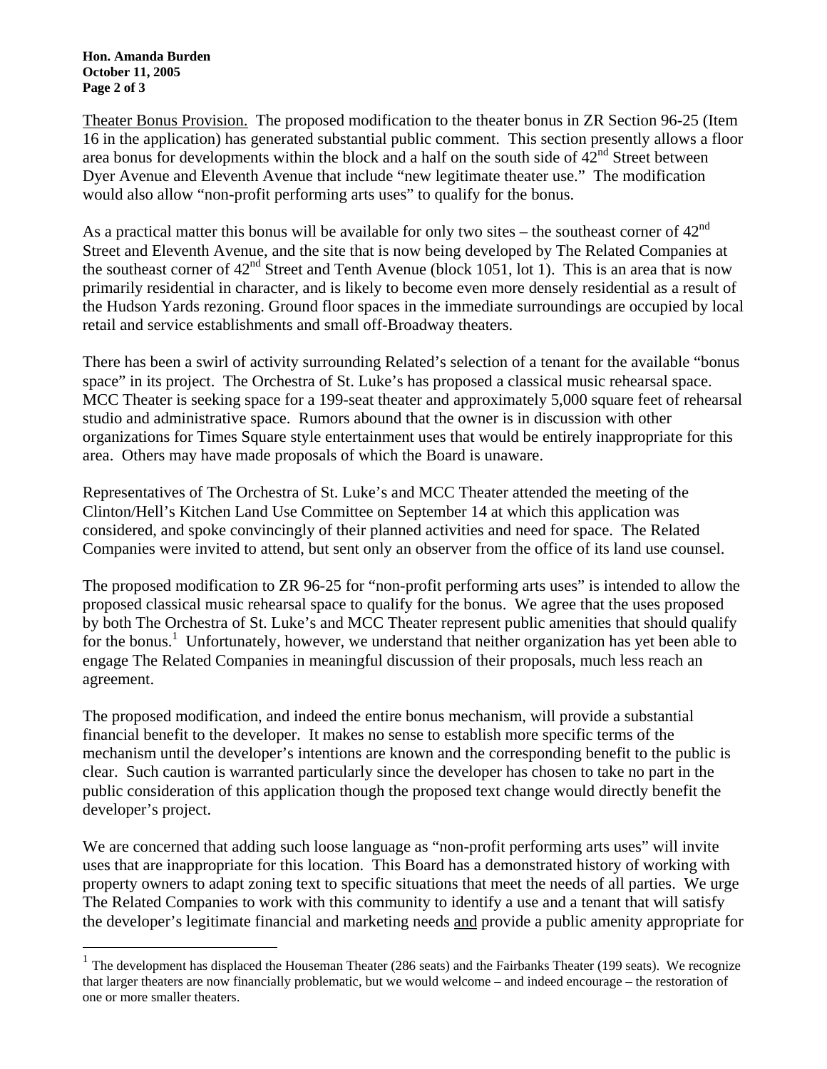Theater Bonus Provision. The proposed modification to the theater bonus in ZR Section 96-25 (Item 16 in the application) has generated substantial public comment. This section presently allows a floor area bonus for developments within the block and a half on the south side of 42nd Street between Dyer Avenue and Eleventh Avenue that include "new legitimate theater use." The modification would also allow "non-profit performing arts uses" to qualify for the bonus.

As a practical matter this bonus will be available for only two sites – the southeast corner of 42nd Street and Eleventh Avenue, and the site that is now being developed by The Related Companies at the southeast corner of 42nd Street and Tenth Avenue (block 1051, lot 1). This is an area that is now primarily residential in character, and is likely to become even more densely residential as a result of the Hudson Yards rezoning. Ground floor spaces in the immediate surroundings are occupied by local retail and service establishments and small off-Broadway theaters.

There has been a swirl of activity surrounding Related's selection of a tenant for the available "bonus space" in its project. The Orchestra of St. Luke's has proposed a classical music rehearsal space. MCC Theater is seeking space for a 199-seat theater and approximately 5,000 square feet of rehearsal studio and administrative space. Rumors abound that the owner is in discussion with other organizations for Times Square style entertainment uses that would be entirely inappropriate for this area. Others may have made proposals of which the Board is unaware.

Representatives of The Orchestra of St. Luke's and MCC Theater attended the meeting of the Clinton/Hell's Kitchen Land Use Committee on September 14 at which this application was considered, and spoke convincingly of their planned activities and need for space. The Related Companies were invited to attend, but sent only an observer from the office of its land use counsel.

The proposed modification to ZR 96-25 for "non-profit performing arts uses" is intended to allow the proposed classical music rehearsal space to qualify for the bonus. We agree that the uses proposed by both The Orchestra of St. Luke's and MCC Theater represent public amenities that should qualify for the bonus.[1] Unfortunately, however, we understand that neither organization has yet been able to engage The Related Companies in meaningful discussion of their proposals, much less reach an agreement.

The proposed modification, and indeed the entire bonus mechanism, will provide a substantial financial benefit to the developer. It makes no sense to establish more specific terms of the mechanism until the developer's intentions are known and the corresponding benefit to the public is clear. Such caution is warranted particularly since the developer has chosen to take no part in the public consideration of this application though the proposed text change would directly benefit the developer's project.

We are concerned that adding such loose language as "non-profit performing arts uses" will invite uses that are inappropriate for this location. This Board has a demonstrated history of working with property owners to adapt zoning text to specific situations that meet the needs of all parties. We urge The Related Companies to work with this community to identify a use and a tenant that will satisfy the developer's legitimate financial and marketing needs and provide a public amenity appropriate for

[1] The development has displaced the Houseman Theater (286 seats) and the Fairbanks Theater (199 seats). We recognize that larger theaters are now financially problematic, but we would welcome – and indeed encourage – the restoration of one or more smaller theaters.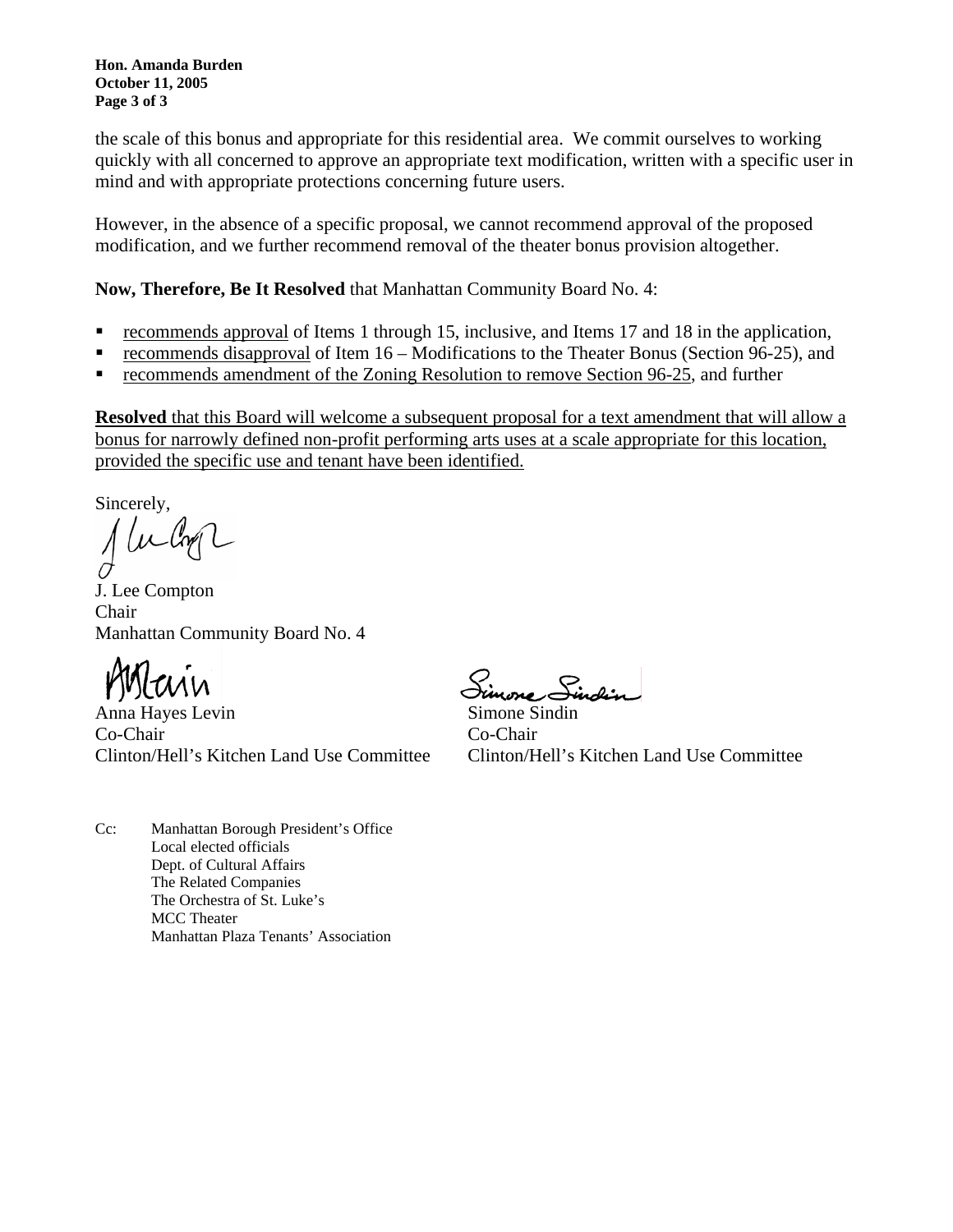the scale of this bonus and appropriate for this residential area. We commit ourselves to working quickly with all concerned to approve an appropriate text modification, written with a specific user in mind and with appropriate protections concerning future users.

However, in the absence of a specific proposal, we cannot recommend approval of the proposed modification, and we further recommend removal of the theater bonus provision altogether.

**Now, Therefore, Be It Resolved** that Manhattan Community Board No. 4:

- recommends approval of Items 1 through 15, inclusive, and Items 17 and 18 in the application,
- recommends disapproval of Item 16 – Modifications to the Theater Bonus (Section 96-25), and
- recommends amendment of the Zoning Resolution to remove Section 96-25, and further

**Resolved** that this Board will welcome a subsequent proposal for a text amendment that will allow a bonus for narrowly defined non-profit performing arts uses at a scale appropriate for this location, provided the specific use and tenant have been identified.

Sincerely,

J. Lee Compton
Chair
Manhattan Community Board No. 4

Anna Hayes Levin
Co-Chair
Clinton/Hell's Kitchen Land Use Committee

Simone Sindin
Co-Chair
Clinton/Hell's Kitchen Land Use Committee

Cc: Manhattan Borough President's Office
Local elected officials
Dept. of Cultural Affairs
The Related Companies
The Orchestra of St. Luke's
MCC Theater
Manhattan Plaza Tenants' Association